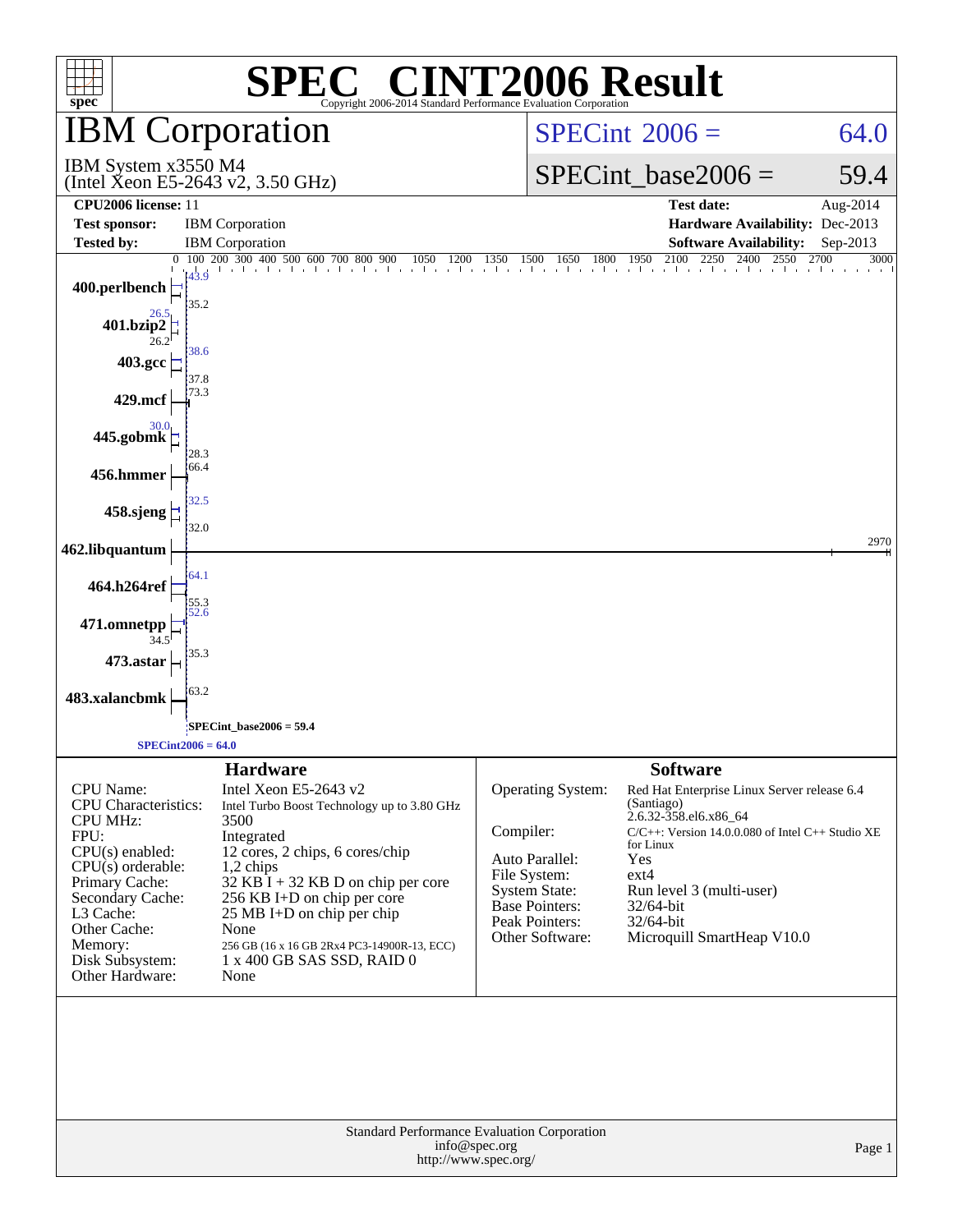# SPEC® CINT2006 Result

Copyright 2006-2014 Standard Performance Evaluation Corporation

## IBM Corporation

IBM System x3550 M4
(Intel Xeon E5-2643 v2, 3.50 GHz)

SPECint 2006 = 64.0

SPECint_base2006 = 59.4

| | | | |
|---|---|---|---|
| **CPU2006 license:** 11 | | **Test date:** | Aug-2014 |
| **Test sponsor:** | IBM Corporation | **Hardware Availability:** | Dec-2013 |
| **Tested by:** | IBM Corporation | **Software Availability:** | Sep-2013 |

| Benchmark | Peak | Base |
|---|---|---|
| 400.perlbench | 43.9 | 35.2 |
| 401.bzip2 | 26.5 | 26.2 |
| 403.gcc | 38.6 | 37.8 |
| 429.mcf | | 73.3 |
| 445.gobmk | 30.0 | 28.3 |
| 456.hmmer | | 66.4 |
| 458.sjeng | 32.5 | 32.0 |
| 462.libquantum | | 2970 |
| 464.h264ref | 64.1 | 55.3 |
| 471.omnetpp | 52.6 | 34.5 |
| 473.astar | | 35.3 |
| 483.xalancbmk | | 63.2 |

SPECint_base2006 = 59.4

SPECint2006 = 64.0

### Hardware

| | |
|---|---|
| CPU Name: | Intel Xeon E5-2643 v2 |
| CPU Characteristics: | Intel Turbo Boost Technology up to 3.80 GHz |
| CPU MHz: | 3500 |
| FPU: | Integrated |
| CPU(s) enabled: | 12 cores, 2 chips, 6 cores/chip |
| CPU(s) orderable: | 1,2 chips |
| Primary Cache: | 32 KB I + 32 KB D on chip per core |
| Secondary Cache: | 256 KB I+D on chip per core |
| L3 Cache: | 25 MB I+D on chip per chip |
| Other Cache: | None |
| Memory: | 256 GB (16 x 16 GB 2Rx4 PC3-14900R-13, ECC) |
| Disk Subsystem: | 1 x 400 GB SAS SSD, RAID 0 |
| Other Hardware: | None |

### Software

| | |
|---|---|
| Operating System: | Red Hat Enterprise Linux Server release 6.4 (Santiago) 2.6.32-358.el6.x86_64 |
| Compiler: | C/C++: Version 14.0.0.080 of Intel C++ Studio XE for Linux |
| Auto Parallel: | Yes |
| File System: | ext4 |
| System State: | Run level 3 (multi-user) |
| Base Pointers: | 32/64-bit |
| Peak Pointers: | 32/64-bit |
| Other Software: | Microquill SmartHeap V10.0 |

Standard Performance Evaluation Corporation
info@spec.org
http://www.spec.org/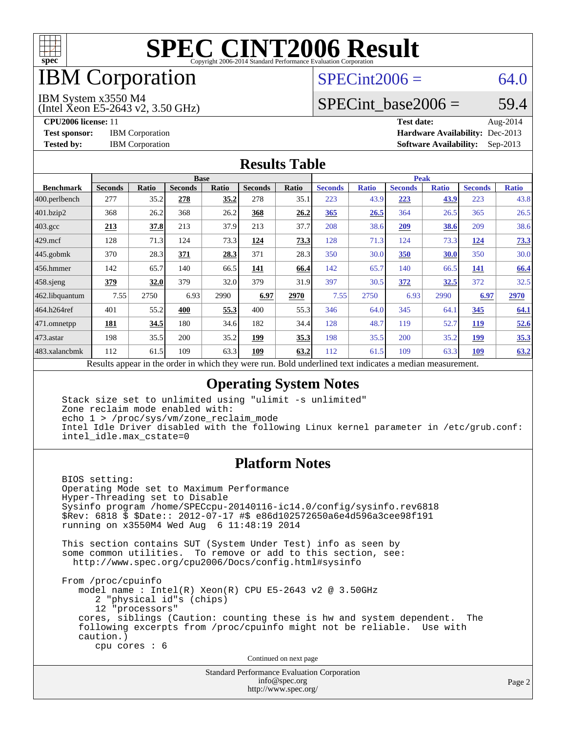# SPEC CINT2006 Result

Copyright 2006-2014 Standard Performance Evaluation Corporation

# IBM Corporation

IBM System x3550 M4
(Intel Xeon E5-2643 v2, 3.50 GHz)

SPECint2006 = 64.0

SPECint_base2006 = 59.4

**CPU2006 license:** 11
**Test sponsor:** IBM Corporation
**Tested by:** IBM Corporation

**Test date:** Aug-2014
**Hardware Availability:** Dec-2013
**Software Availability:** Sep-2013

## Results Table

| Benchmark | Base | | | | | | Peak | | | | | |
|---|---|---|---|---|---|---|---|---|---|---|---|---|
| | Seconds | Ratio | Seconds | Ratio | Seconds | Ratio | Seconds | Ratio | Seconds | Ratio | Seconds | Ratio |
| 400.perlbench | 277 | 35.2 | **278** | **35.2** | 278 | 35.1 | 223 | 43.9 | **223** | **43.9** | 223 | 43.8 |
| 401.bzip2 | 368 | 26.2 | 368 | 26.2 | **368** | **26.2** | **365** | **26.5** | 364 | 26.5 | 365 | 26.5 |
| 403.gcc | **213** | **37.8** | 213 | 37.9 | 213 | 37.7 | 208 | 38.6 | **209** | **38.6** | 209 | 38.6 |
| 429.mcf | 128 | 71.3 | 124 | 73.3 | **124** | **73.3** | 128 | 71.3 | 124 | 73.3 | **124** | **73.3** |
| 445.gobmk | 370 | 28.3 | **371** | **28.3** | 371 | 28.3 | 350 | 30.0 | **350** | **30.0** | 350 | 30.0 |
| 456.hmmer | 142 | 65.7 | 140 | 66.5 | **141** | **66.4** | 142 | 65.7 | 140 | 66.5 | **141** | **66.4** |
| 458.sjeng | **379** | **32.0** | 379 | 32.0 | 379 | 31.9 | 397 | 30.5 | **372** | **32.5** | 372 | 32.5 |
| 462.libquantum | 7.55 | 2750 | 6.93 | 2990 | **6.97** | **2970** | 7.55 | 2750 | 6.93 | 2990 | **6.97** | **2970** |
| 464.h264ref | 401 | 55.2 | **400** | **55.3** | 400 | 55.3 | 346 | 64.0 | 345 | 64.1 | **345** | **64.1** |
| 471.omnetpp | **181** | **34.5** | 180 | 34.6 | 182 | 34.4 | 128 | 48.7 | 119 | 52.7 | **119** | **52.6** |
| 473.astar | 198 | 35.5 | 200 | 35.2 | **199** | **35.3** | 198 | 35.5 | 200 | 35.2 | **199** | **35.3** |
| 483.xalancbmk | 112 | 61.5 | 109 | 63.3 | **109** | **63.2** | 112 | 61.5 | 109 | 63.3 | **109** | **63.2** |

Results appear in the order in which they were run. Bold underlined text indicates a median measurement.

## Operating System Notes

```
Stack size set to unlimited using "ulimit -s unlimited"
Zone reclaim mode enabled with:
echo 1 > /proc/sys/vm/zone_reclaim_mode
Intel Idle Driver disabled with the following Linux kernel parameter in /etc/grub.conf:
intel_idle.max_cstate=0
```

## Platform Notes

```
BIOS setting:
Operating Mode set to Maximum Performance
Hyper-Threading set to Disable
Sysinfo program /home/SPECcpu-20140116-ic14.0/config/sysinfo.rev6818
$Rev: 6818 $ $Date:: 2012-07-17 #$ e86d102572650a6e4d596a3cee98f191
running on x3550M4 Wed Aug  6 11:48:19 2014

This section contains SUT (System Under Test) info as seen by
some common utilities.  To remove or add to this section, see:
  http://www.spec.org/cpu2006/Docs/config.html#sysinfo

From /proc/cpuinfo
   model name : Intel(R) Xeon(R) CPU E5-2643 v2 @ 3.50GHz
      2 "physical id"s (chips)
      12 "processors"
   cores, siblings (Caution: counting these is hw and system dependent.  The
   following excerpts from /proc/cpuinfo might not be reliable.  Use with
   caution.)
      cpu cores : 6
```

Continued on next page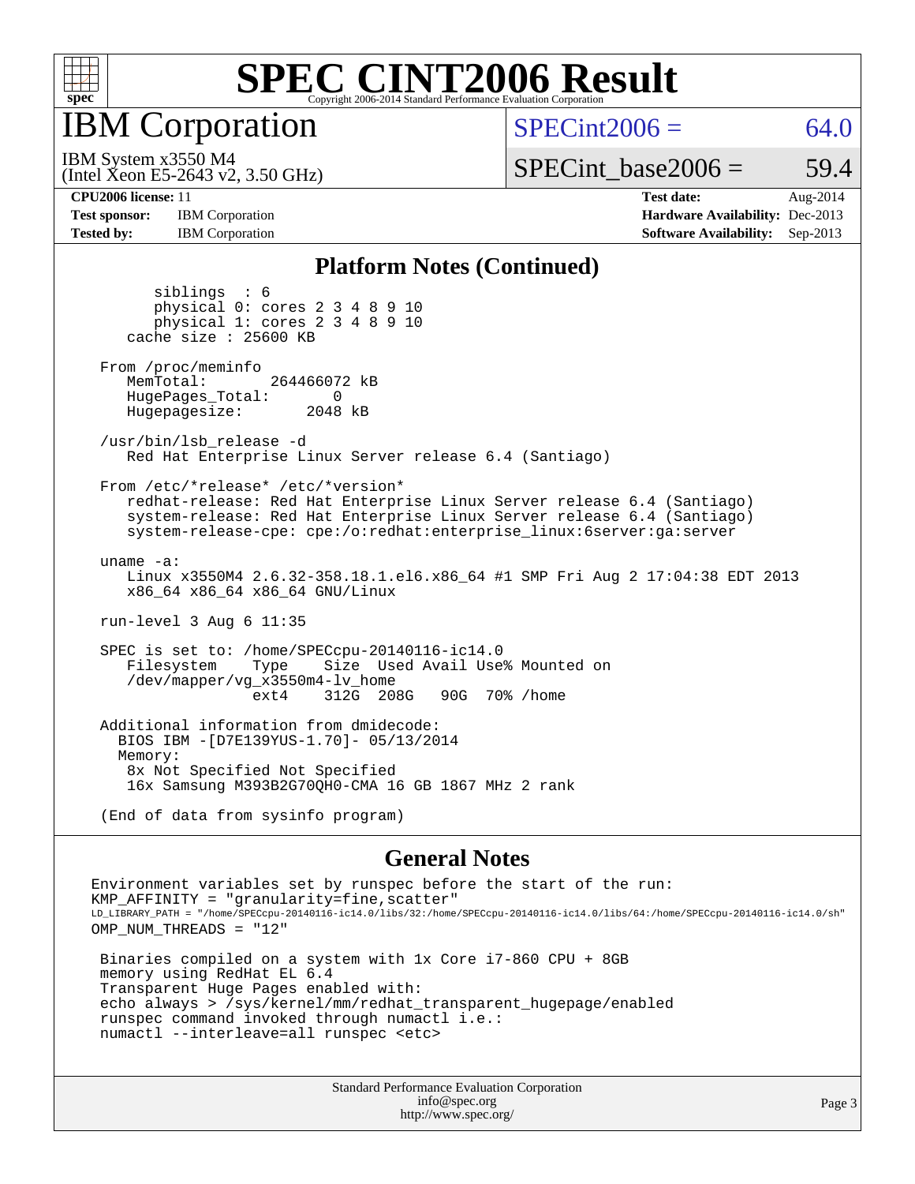# SPEC CINT2006 Result

Copyright 2006-2014 Standard Performance Evaluation Corporation

## IBM Corporation

IBM System x3550 M4
(Intel Xeon E5-2643 v2, 3.50 GHz)

SPECint2006 = 64.0

SPECint_base2006 = 59.4

**CPU2006 license:** 11
**Test sponsor:** IBM Corporation
**Tested by:** IBM Corporation

**Test date:** Aug-2014
**Hardware Availability:** Dec-2013
**Software Availability:** Sep-2013

### Platform Notes (Continued)

```
        siblings  : 6
        physical 0: cores 2 3 4 8 9 10
        physical 1: cores 2 3 4 8 9 10
     cache size : 25600 KB

  From /proc/meminfo
     MemTotal:       264466072 kB
     HugePages_Total:       0
     Hugepagesize:       2048 kB

  /usr/bin/lsb_release -d
     Red Hat Enterprise Linux Server release 6.4 (Santiago)

  From /etc/*release* /etc/*version*
     redhat-release: Red Hat Enterprise Linux Server release 6.4 (Santiago)
     system-release: Red Hat Enterprise Linux Server release 6.4 (Santiago)
     system-release-cpe: cpe:/o:redhat:enterprise_linux:6server:ga:server

  uname -a:
     Linux x3550M4 2.6.32-358.18.1.el6.x86_64 #1 SMP Fri Aug 2 17:04:38 EDT 2013
     x86_64 x86_64 x86_64 GNU/Linux

  run-level 3 Aug 6 11:35

  SPEC is set to: /home/SPECcpu-20140116-ic14.0
     Filesystem     Type    Size  Used Avail Use% Mounted on
     /dev/mapper/vg_x3550m4-lv_home
                    ext4    312G  208G   90G  70% /home

  Additional information from dmidecode:
    BIOS IBM -[D7E139YUS-1.70]- 05/13/2014
    Memory:
     8x Not Specified Not Specified
     16x Samsung M393B2G70QH0-CMA 16 GB 1867 MHz 2 rank

  (End of data from sysinfo program)
```

### General Notes

```
Environment variables set by runspec before the start of the run:
KMP_AFFINITY = "granularity=fine,scatter"
LD_LIBRARY_PATH = "/home/SPECcpu-20140116-ic14.0/libs/32:/home/SPECcpu-20140116-ic14.0/libs/64:/home/SPECcpu-20140116-ic14.0/sh"
OMP_NUM_THREADS = "12"

 Binaries compiled on a system with 1x Core i7-860 CPU + 8GB
 memory using RedHat EL 6.4
 Transparent Huge Pages enabled with:
 echo always > /sys/kernel/mm/redhat_transparent_hugepage/enabled
 runspec command invoked through numactl i.e.:
 numactl --interleave=all runspec <etc>
```

Standard Performance Evaluation Corporation
info@spec.org
http://www.spec.org/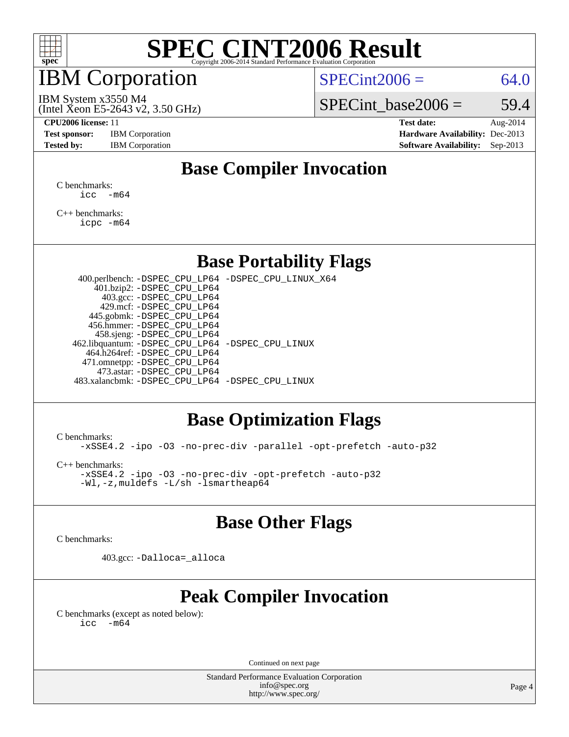# SPEC CINT2006 Result

Copyright 2006-2014 Standard Performance Evaluation Corporation

## IBM Corporation

IBM System x3550 M4
(Intel Xeon E5-2643 v2, 3.50 GHz)

SPECint2006 = 64.0

SPECint_base2006 = 59.4

**CPU2006 license:** 11
**Test sponsor:** IBM Corporation
**Tested by:** IBM Corporation

**Test date:** Aug-2014
**Hardware Availability:** Dec-2013
**Software Availability:** Sep-2013

## Base Compiler Invocation

C benchmarks:
```
icc  -m64
```

C++ benchmarks:
```
icpc -m64
```

## Base Portability Flags

```
   400.perlbench: -DSPEC_CPU_LP64 -DSPEC_CPU_LINUX_X64
       401.bzip2: -DSPEC_CPU_LP64
         403.gcc: -DSPEC_CPU_LP64
         429.mcf: -DSPEC_CPU_LP64
       445.gobmk: -DSPEC_CPU_LP64
       456.hmmer: -DSPEC_CPU_LP64
       458.sjeng: -DSPEC_CPU_LP64
  462.libquantum: -DSPEC_CPU_LP64 -DSPEC_CPU_LINUX
     464.h264ref: -DSPEC_CPU_LP64
     471.omnetpp: -DSPEC_CPU_LP64
       473.astar: -DSPEC_CPU_LP64
   483.xalancbmk: -DSPEC_CPU_LP64 -DSPEC_CPU_LINUX
```

## Base Optimization Flags

C benchmarks:
```
-xSSE4.2 -ipo -O3 -no-prec-div -parallel -opt-prefetch -auto-p32
```

C++ benchmarks:
```
-xSSE4.2 -ipo -O3 -no-prec-div -opt-prefetch -auto-p32
-Wl,-z,muldefs -L/sh -lsmartheap64
```

## Base Other Flags

C benchmarks:

```
403.gcc: -Dalloca=_alloca
```

## Peak Compiler Invocation

C benchmarks (except as noted below):
```
icc  -m64
```

Continued on next page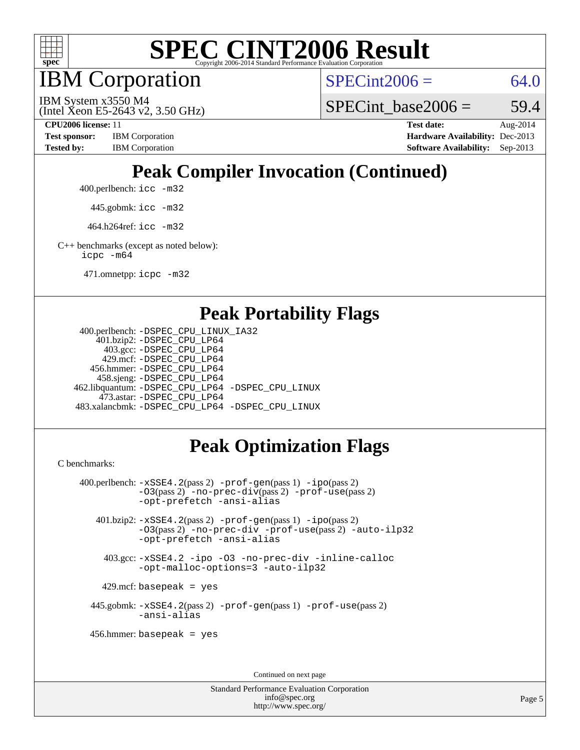# SPEC CINT2006 Result

Copyright 2006-2014 Standard Performance Evaluation Corporation

## IBM Corporation

IBM System x3550 M4
(Intel Xeon E5-2643 v2, 3.50 GHz)

SPECint2006 = 64.0

SPECint_base2006 = 59.4

| | | | |
|---|---|---|---|
| **CPU2006 license:** | 11 | **Test date:** | Aug-2014 |
| **Test sponsor:** | IBM Corporation | **Hardware Availability:** | Dec-2013 |
| **Tested by:** | IBM Corporation | **Software Availability:** | Sep-2013 |

## Peak Compiler Invocation (Continued)

400.perlbench: `icc -m32`

445.gobmk: `icc -m32`

464.h264ref: `icc -m32`

C++ benchmarks (except as noted below):
`icpc -m64`

471.omnetpp: `icpc -m32`

## Peak Portability Flags

400.perlbench: `-DSPEC_CPU_LINUX_IA32`
401.bzip2: `-DSPEC_CPU_LP64`
403.gcc: `-DSPEC_CPU_LP64`
429.mcf: `-DSPEC_CPU_LP64`
456.hmmer: `-DSPEC_CPU_LP64`
458.sjeng: `-DSPEC_CPU_LP64`
462.libquantum: `-DSPEC_CPU_LP64 -DSPEC_CPU_LINUX`
473.astar: `-DSPEC_CPU_LP64`
483.xalancbmk: `-DSPEC_CPU_LP64 -DSPEC_CPU_LINUX`

## Peak Optimization Flags

C benchmarks:

400.perlbench: `-xSSE4.2`(pass 2) `-prof-gen`(pass 1) `-ipo`(pass 2) `-O3`(pass 2) `-no-prec-div`(pass 2) `-prof-use`(pass 2) `-opt-prefetch -ansi-alias`

401.bzip2: `-xSSE4.2`(pass 2) `-prof-gen`(pass 1) `-ipo`(pass 2) `-O3`(pass 2) `-no-prec-div -prof-use`(pass 2) `-auto-ilp32 -opt-prefetch -ansi-alias`

403.gcc: `-xSSE4.2 -ipo -O3 -no-prec-div -inline-calloc -opt-malloc-options=3 -auto-ilp32`

429.mcf: `basepeak = yes`

445.gobmk: `-xSSE4.2`(pass 2) `-prof-gen`(pass 1) `-prof-use`(pass 2) `-ansi-alias`

456.hmmer: `basepeak = yes`

Continued on next page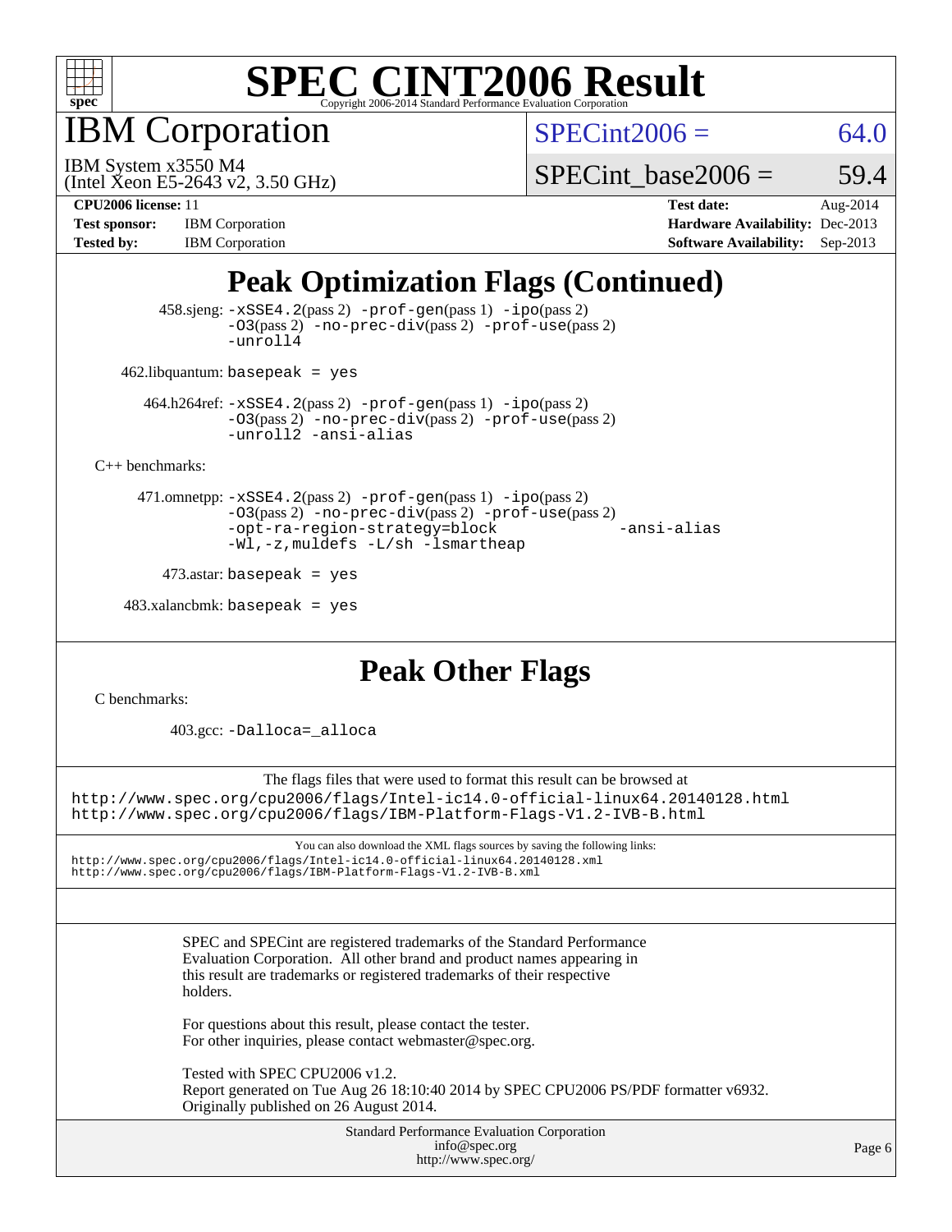# Peak Optimization Flags (Continued)

458.sjeng: -xSSE4.2(pass 2) -prof-gen(pass 1) -ipo(pass 2) -O3(pass 2) -no-prec-div(pass 2) -prof-use(pass 2) -unroll4

462.libquantum: basepeak = yes

464.h264ref: -xSSE4.2(pass 2) -prof-gen(pass 1) -ipo(pass 2) -O3(pass 2) -no-prec-div(pass 2) -prof-use(pass 2) -unroll2 -ansi-alias

C++ benchmarks:

471.omnetpp: -xSSE4.2(pass 2) -prof-gen(pass 1) -ipo(pass 2) -O3(pass 2) -no-prec-div(pass 2) -prof-use(pass 2) -opt-ra-region-strategy=block -ansi-alias -Wl,-z,muldefs -L/sh -lsmartheap

473.astar: basepeak = yes

483.xalancbmk: basepeak = yes

# Peak Other Flags

C benchmarks:

403.gcc: -Dalloca=_alloca

The flags files that were used to format this result can be browsed at
http://www.spec.org/cpu2006/flags/Intel-ic14.0-official-linux64.20140128.html
http://www.spec.org/cpu2006/flags/IBM-Platform-Flags-V1.2-IVB-B.html

You can also download the XML flags sources by saving the following links:
http://www.spec.org/cpu2006/flags/Intel-ic14.0-official-linux64.20140128.xml
http://www.spec.org/cpu2006/flags/IBM-Platform-Flags-V1.2-IVB-B.xml

SPEC and SPECint are registered trademarks of the Standard Performance Evaluation Corporation. All other brand and product names appearing in this result are trademarks or registered trademarks of their respective holders.

For questions about this result, please contact the tester.
For other inquiries, please contact webmaster@spec.org.

Tested with SPEC CPU2006 v1.2.
Report generated on Tue Aug 26 18:10:40 2014 by SPEC CPU2006 PS/PDF formatter v6932.
Originally published on 26 August 2014.